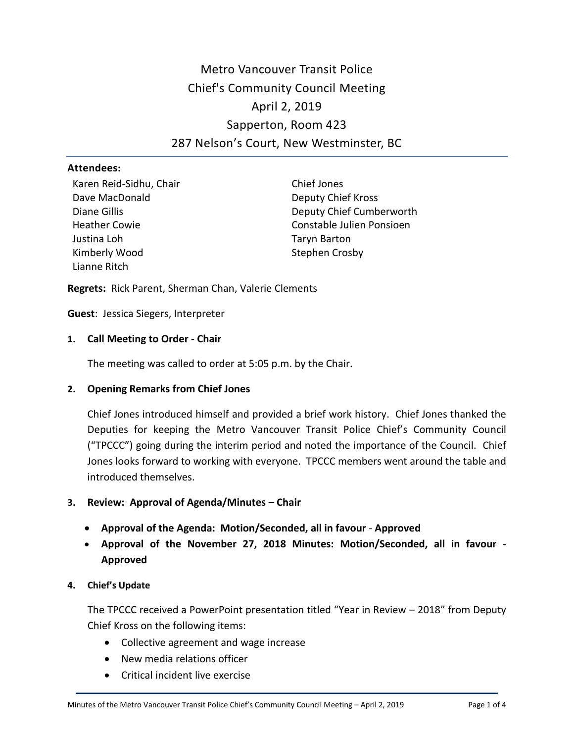# Metro Vancouver Transit Police
# Chief's Community Council Meeting
# April 2, 2019
# Sapperton, Room 423
# 287 Nelson's Court, New Westminster, BC

**Attendees:**

Karen Reid-Sidhu, Chair
Dave MacDonald
Diane Gillis
Heather Cowie
Justina Loh
Kimberly Wood
Lianne Ritch
Chief Jones
Deputy Chief Kross
Deputy Chief Cumberworth
Constable Julien Ponsioen
Taryn Barton
Stephen Crosby

**Regrets:** Rick Parent, Sherman Chan, Valerie Clements

**Guest**: Jessica Siegers, Interpreter

**1. Call Meeting to Order - Chair**

The meeting was called to order at 5:05 p.m. by the Chair.

**2. Opening Remarks from Chief Jones**

Chief Jones introduced himself and provided a brief work history. Chief Jones thanked the Deputies for keeping the Metro Vancouver Transit Police Chief's Community Council ("TPCCC") going during the interim period and noted the importance of the Council. Chief Jones looks forward to working with everyone. TPCCC members went around the table and introduced themselves.

**3. Review: Approval of Agenda/Minutes – Chair**

- **Approval of the Agenda: Motion/Seconded, all in favour - Approved**
- **Approval of the November 27, 2018 Minutes: Motion/Seconded, all in favour - Approved**

**4. Chief's Update**

The TPCCC received a PowerPoint presentation titled "Year in Review – 2018" from Deputy Chief Kross on the following items:

- Collective agreement and wage increase
- New media relations officer
- Critical incident live exercise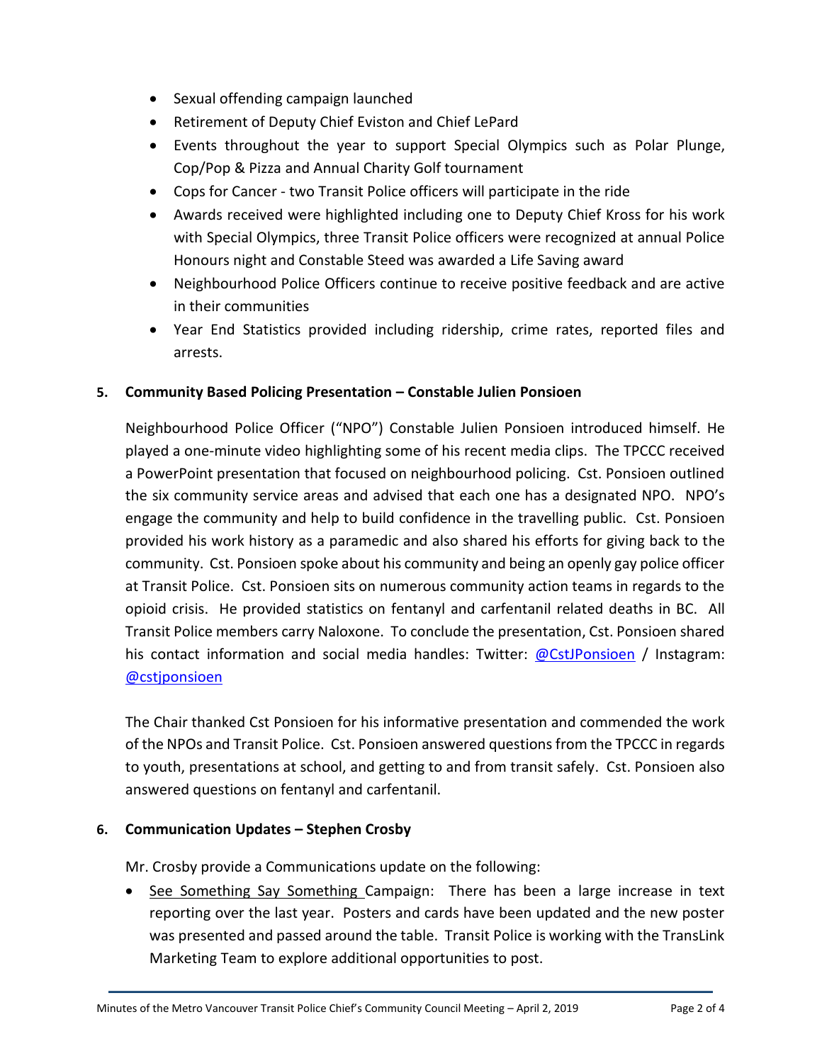- Sexual offending campaign launched
- Retirement of Deputy Chief Eviston and Chief LePard
- Events throughout the year to support Special Olympics such as Polar Plunge, Cop/Pop & Pizza and Annual Charity Golf tournament
- Cops for Cancer - two Transit Police officers will participate in the ride
- Awards received were highlighted including one to Deputy Chief Kross for his work with Special Olympics, three Transit Police officers were recognized at annual Police Honours night and Constable Steed was awarded a Life Saving award
- Neighbourhood Police Officers continue to receive positive feedback and are active in their communities
- Year End Statistics provided including ridership, crime rates, reported files and arrests.

**5. Community Based Policing Presentation – Constable Julien Ponsioen**

Neighbourhood Police Officer ("NPO") Constable Julien Ponsioen introduced himself. He played a one-minute video highlighting some of his recent media clips. The TPCCC received a PowerPoint presentation that focused on neighbourhood policing. Cst. Ponsioen outlined the six community service areas and advised that each one has a designated NPO. NPO's engage the community and help to build confidence in the travelling public. Cst. Ponsioen provided his work history as a paramedic and also shared his efforts for giving back to the community. Cst. Ponsioen spoke about his community and being an openly gay police officer at Transit Police. Cst. Ponsioen sits on numerous community action teams in regards to the opioid crisis. He provided statistics on fentanyl and carfentanil related deaths in BC. All Transit Police members carry Naloxone. To conclude the presentation, Cst. Ponsioen shared his contact information and social media handles: Twitter: @CstJPonsioen / Instagram: @cstjponsioen

The Chair thanked Cst Ponsioen for his informative presentation and commended the work of the NPOs and Transit Police. Cst. Ponsioen answered questions from the TPCCC in regards to youth, presentations at school, and getting to and from transit safely. Cst. Ponsioen also answered questions on fentanyl and carfentanil.

**6. Communication Updates – Stephen Crosby**

Mr. Crosby provide a Communications update on the following:

- See Something Say Something Campaign: There has been a large increase in text reporting over the last year. Posters and cards have been updated and the new poster was presented and passed around the table. Transit Police is working with the TransLink Marketing Team to explore additional opportunities to post.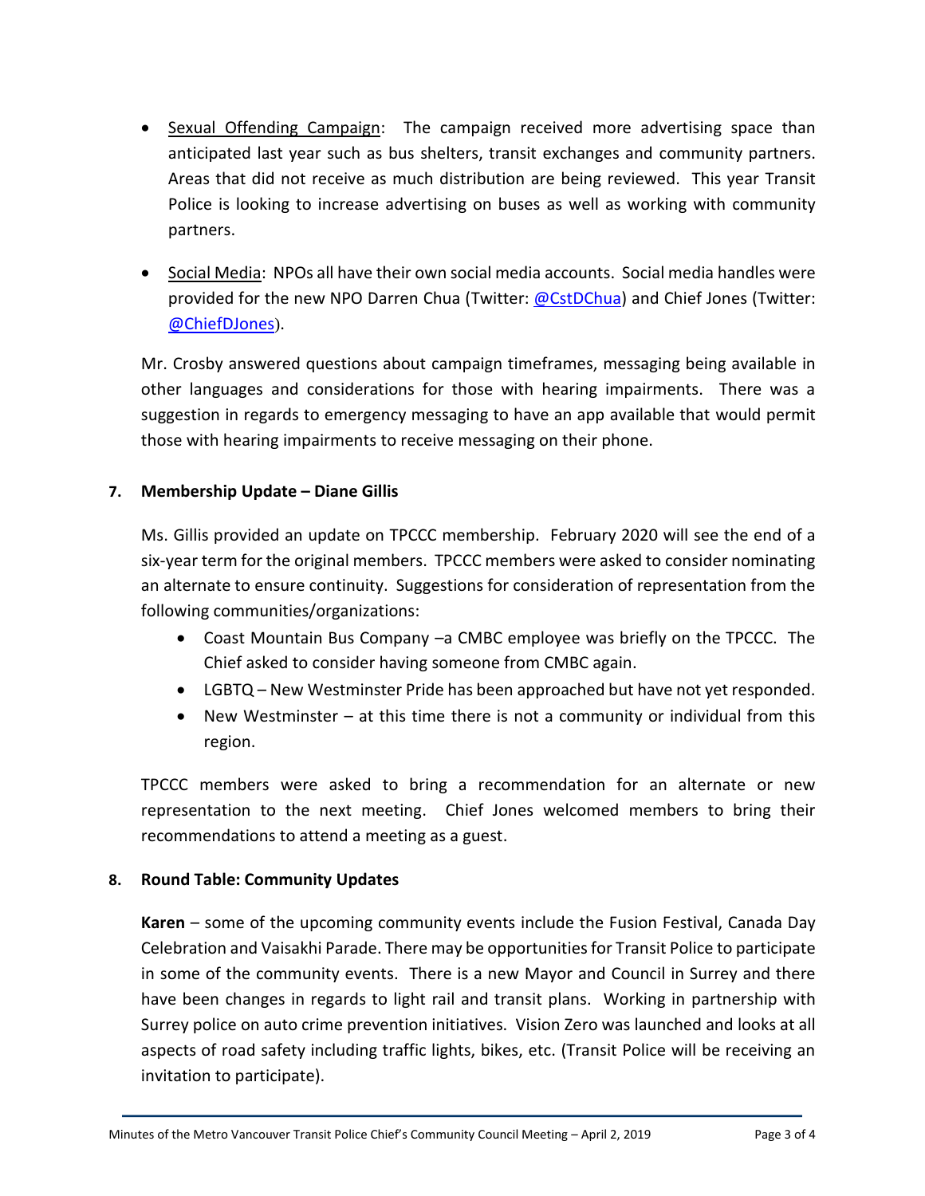- Sexual Offending Campaign: The campaign received more advertising space than anticipated last year such as bus shelters, transit exchanges and community partners. Areas that did not receive as much distribution are being reviewed. This year Transit Police is looking to increase advertising on buses as well as working with community partners.

- Social Media: NPOs all have their own social media accounts. Social media handles were provided for the new NPO Darren Chua (Twitter: @CstDChua) and Chief Jones (Twitter: @ChiefDJones).

Mr. Crosby answered questions about campaign timeframes, messaging being available in other languages and considerations for those with hearing impairments. There was a suggestion in regards to emergency messaging to have an app available that would permit those with hearing impairments to receive messaging on their phone.

**7. Membership Update – Diane Gillis**

Ms. Gillis provided an update on TPCCC membership. February 2020 will see the end of a six-year term for the original members. TPCCC members were asked to consider nominating an alternate to ensure continuity. Suggestions for consideration of representation from the following communities/organizations:

- Coast Mountain Bus Company –a CMBC employee was briefly on the TPCCC. The Chief asked to consider having someone from CMBC again.
- LGBTQ – New Westminster Pride has been approached but have not yet responded.
- New Westminster – at this time there is not a community or individual from this region.

TPCCC members were asked to bring a recommendation for an alternate or new representation to the next meeting. Chief Jones welcomed members to bring their recommendations to attend a meeting as a guest.

**8. Round Table: Community Updates**

**Karen** – some of the upcoming community events include the Fusion Festival, Canada Day Celebration and Vaisakhi Parade. There may be opportunities for Transit Police to participate in some of the community events. There is a new Mayor and Council in Surrey and there have been changes in regards to light rail and transit plans. Working in partnership with Surrey police on auto crime prevention initiatives. Vision Zero was launched and looks at all aspects of road safety including traffic lights, bikes, etc. (Transit Police will be receiving an invitation to participate).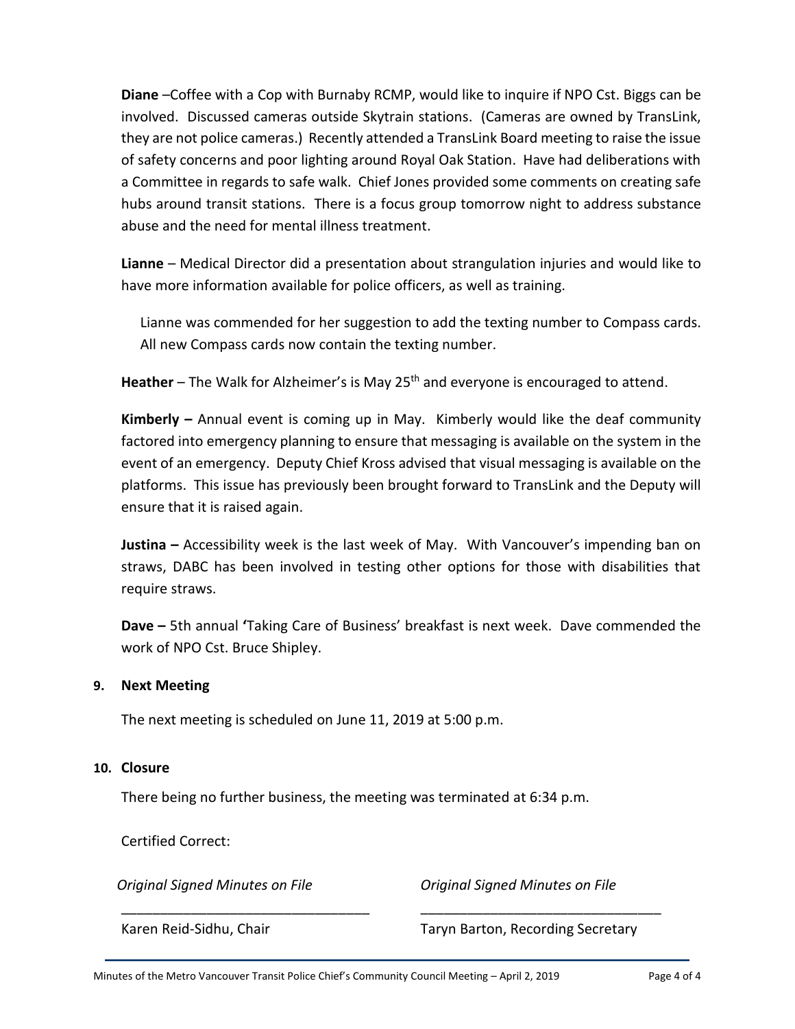**Diane** –Coffee with a Cop with Burnaby RCMP, would like to inquire if NPO Cst. Biggs can be involved. Discussed cameras outside Skytrain stations. (Cameras are owned by TransLink, they are not police cameras.) Recently attended a TransLink Board meeting to raise the issue of safety concerns and poor lighting around Royal Oak Station. Have had deliberations with a Committee in regards to safe walk. Chief Jones provided some comments on creating safe hubs around transit stations. There is a focus group tomorrow night to address substance abuse and the need for mental illness treatment.

**Lianne** – Medical Director did a presentation about strangulation injuries and would like to have more information available for police officers, as well as training.

Lianne was commended for her suggestion to add the texting number to Compass cards. All new Compass cards now contain the texting number.

**Heather** – The Walk for Alzheimer's is May 25th and everyone is encouraged to attend.

**Kimberly –** Annual event is coming up in May. Kimberly would like the deaf community factored into emergency planning to ensure that messaging is available on the system in the event of an emergency. Deputy Chief Kross advised that visual messaging is available on the platforms. This issue has previously been brought forward to TransLink and the Deputy will ensure that it is raised again.

**Justina –** Accessibility week is the last week of May. With Vancouver's impending ban on straws, DABC has been involved in testing other options for those with disabilities that require straws.

**Dave –** 5th annual **'**Taking Care of Business' breakfast is next week. Dave commended the work of NPO Cst. Bruce Shipley.

**9. Next Meeting**

The next meeting is scheduled on June 11, 2019 at 5:00 p.m.

**10. Closure**

There being no further business, the meeting was terminated at 6:34 p.m.

Certified Correct:

*Original Signed Minutes on File*
\_\_\_\_\_\_\_\_\_\_\_\_\_\_\_\_\_\_\_\_\_\_\_\_\_\_\_\_\_\_\_\_
Karen Reid-Sidhu, Chair

*Original Signed Minutes on File*
\_\_\_\_\_\_\_\_\_\_\_\_\_\_\_\_\_\_\_\_\_\_\_\_\_\_\_\_\_\_\_\_
Taryn Barton, Recording Secretary